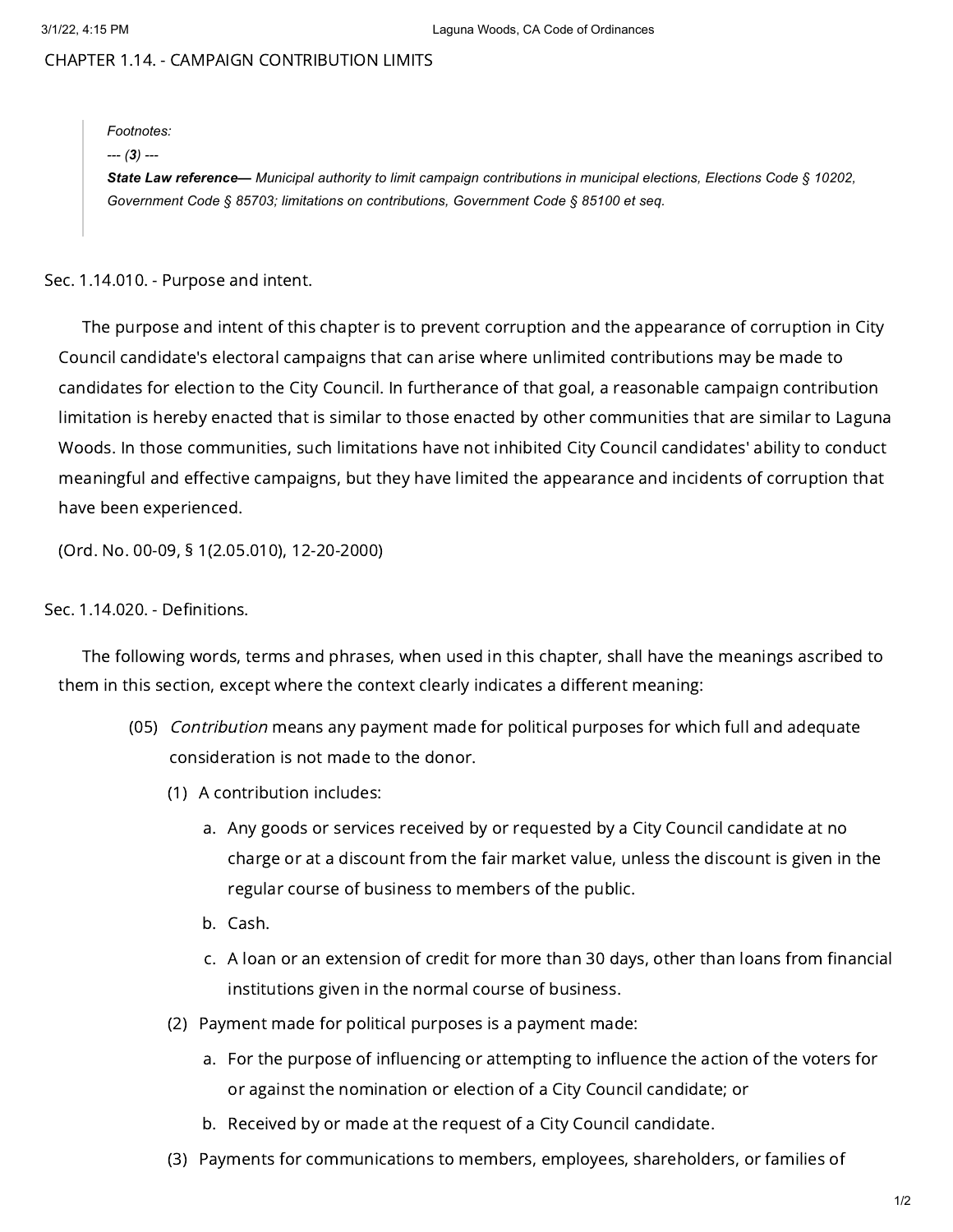## CHAPTER 1.14. - CAMPAIGN CONTRIBUTION LIMITS

> *Footnotes:*
>
> *--- **(3)** ---*
>
> ***State Law reference—** Municipal authority to limit campaign contributions in municipal elections, Elections Code § 10202, Government Code § 85703; limitations on contributions, Government Code § 85100 et seq.*

### Sec. 1.14.010. - Purpose and intent.

The purpose and intent of this chapter is to prevent corruption and the appearance of corruption in City Council candidate's electoral campaigns that can arise where unlimited contributions may be made to candidates for election to the City Council. In furtherance of that goal, a reasonable campaign contribution limitation is hereby enacted that is similar to those enacted by other communities that are similar to Laguna Woods. In those communities, such limitations have not inhibited City Council candidates' ability to conduct meaningful and effective campaigns, but they have limited the appearance and incidents of corruption that have been experienced.

(Ord. No. 00-09, § 1(2.05.010), 12-20-2000)

### Sec. 1.14.020. - Definitions.

The following words, terms and phrases, when used in this chapter, shall have the meanings ascribed to them in this section, except where the context clearly indicates a different meaning:

(05) *Contribution* means any payment made for political purposes for which full and adequate consideration is not made to the donor.

- (1) A contribution includes:
  - a. Any goods or services received by or requested by a City Council candidate at no charge or at a discount from the fair market value, unless the discount is given in the regular course of business to members of the public.
  - b. Cash.
  - c. A loan or an extension of credit for more than 30 days, other than loans from financial institutions given in the normal course of business.
- (2) Payment made for political purposes is a payment made:
  - a. For the purpose of influencing or attempting to influence the action of the voters for or against the nomination or election of a City Council candidate; or
  - b. Received by or made at the request of a City Council candidate.
- (3) Payments for communications to members, employees, shareholders, or families of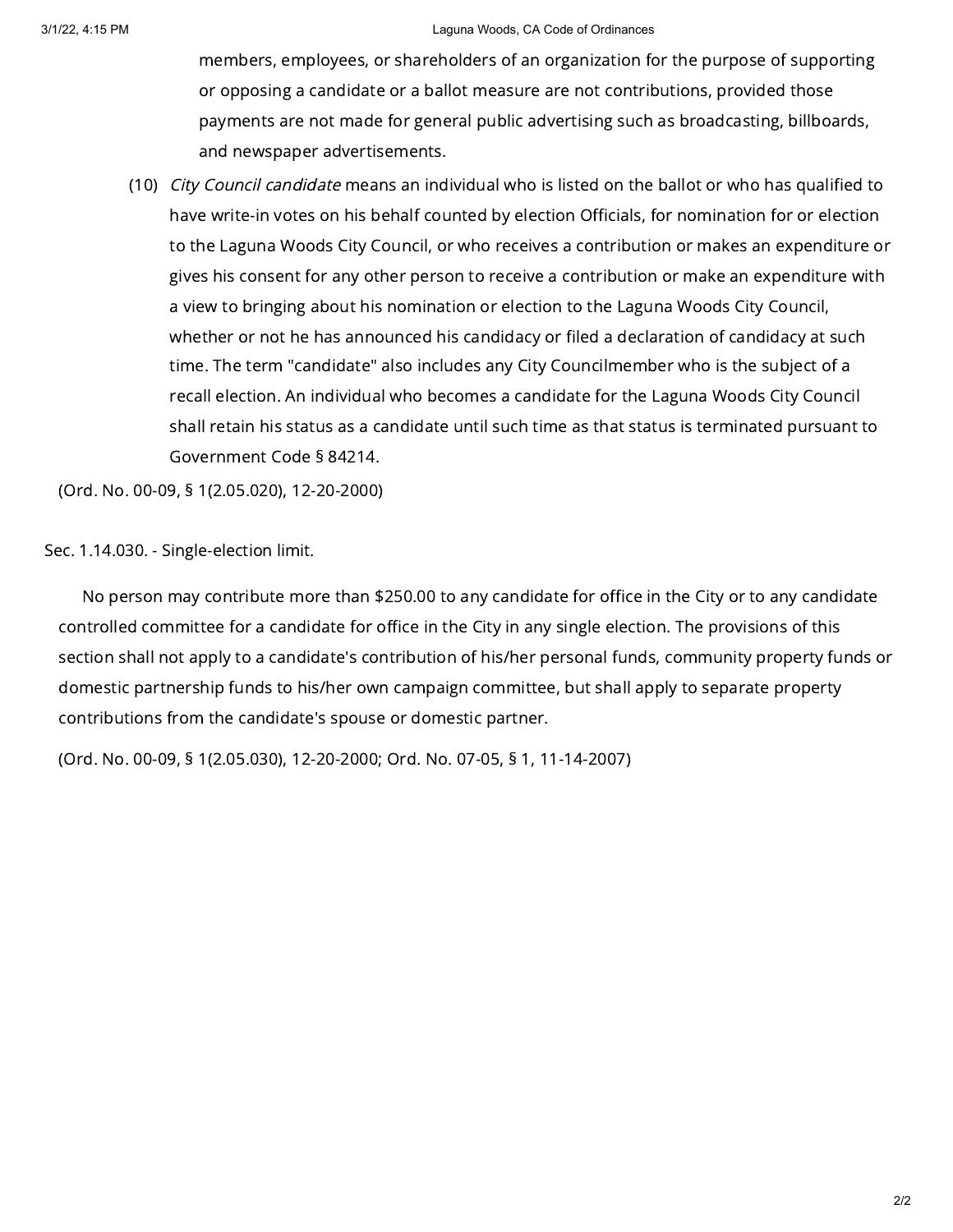members, employees, or shareholders of an organization for the purpose of supporting or opposing a candidate or a ballot measure are not contributions, provided those payments are not made for general public advertising such as broadcasting, billboards, and newspaper advertisements.

(10) *City Council candidate* means an individual who is listed on the ballot or who has qualified to have write-in votes on his behalf counted by election Officials, for nomination for or election to the Laguna Woods City Council, or who receives a contribution or makes an expenditure or gives his consent for any other person to receive a contribution or make an expenditure with a view to bringing about his nomination or election to the Laguna Woods City Council, whether or not he has announced his candidacy or filed a declaration of candidacy at such time. The term "candidate" also includes any City Councilmember who is the subject of a recall election. An individual who becomes a candidate for the Laguna Woods City Council shall retain his status as a candidate until such time as that status is terminated pursuant to Government Code § 84214.

(Ord. No. 00-09, § 1(2.05.020), 12-20-2000)

Sec. 1.14.030. - Single-election limit.

No person may contribute more than $250.00 to any candidate for office in the City or to any candidate controlled committee for a candidate for office in the City in any single election. The provisions of this section shall not apply to a candidate's contribution of his/her personal funds, community property funds or domestic partnership funds to his/her own campaign committee, but shall apply to separate property contributions from the candidate's spouse or domestic partner.

(Ord. No. 00-09, § 1(2.05.030), 12-20-2000; Ord. No. 07-05, § 1, 11-14-2007)